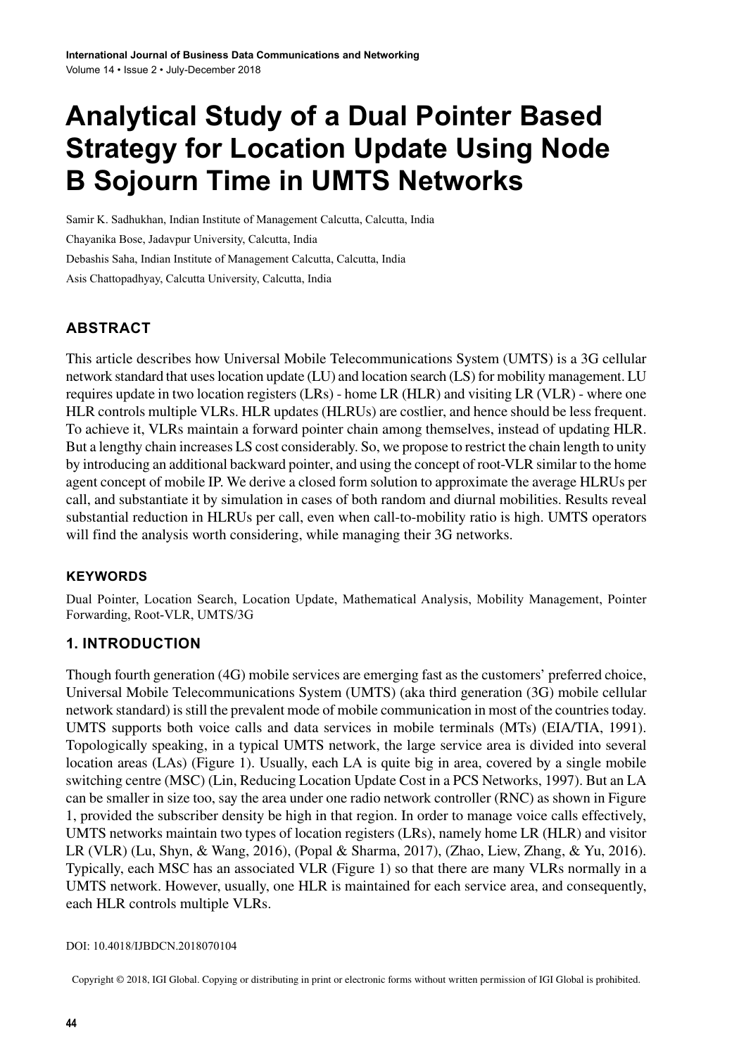# Analytical Study of a Dual Pointer Based Strategy for Location Update Using Node B Sojourn Time in UMTS Networks

Samir K. Sadhukhan, Indian Institute of Management Calcutta, Calcutta, India

Chayanika Bose, Jadavpur University, Calcutta, India

Debashis Saha, Indian Institute of Management Calcutta, Calcutta, India

Asis Chattopadhyay, Calcutta University, Calcutta, India

## ABSTRACT

This article describes how Universal Mobile Telecommunications System (UMTS) is a 3G cellular network standard that uses location update (LU) and location search (LS) for mobility management. LU requires update in two location registers (LRs) - home LR (HLR) and visiting LR (VLR) - where one HLR controls multiple VLRs. HLR updates (HLRUs) are costlier, and hence should be less frequent. To achieve it, VLRs maintain a forward pointer chain among themselves, instead of updating HLR. But a lengthy chain increases LS cost considerably. So, we propose to restrict the chain length to unity by introducing an additional backward pointer, and using the concept of root-VLR similar to the home agent concept of mobile IP. We derive a closed form solution to approximate the average HLRUs per call, and substantiate it by simulation in cases of both random and diurnal mobilities. Results reveal substantial reduction in HLRUs per call, even when call-to-mobility ratio is high. UMTS operators will find the analysis worth considering, while managing their 3G networks.

### KEYWORDS

Dual Pointer, Location Search, Location Update, Mathematical Analysis, Mobility Management, Pointer Forwarding, Root-VLR, UMTS/3G

## 1. INTRODUCTION

Though fourth generation (4G) mobile services are emerging fast as the customers' preferred choice, Universal Mobile Telecommunications System (UMTS) (aka third generation (3G) mobile cellular network standard) is still the prevalent mode of mobile communication in most of the countries today. UMTS supports both voice calls and data services in mobile terminals (MTs) (EIA/TIA, 1991). Topologically speaking, in a typical UMTS network, the large service area is divided into several location areas (LAs) (Figure 1). Usually, each LA is quite big in area, covered by a single mobile switching centre (MSC) (Lin, Reducing Location Update Cost in a PCS Networks, 1997). But an LA can be smaller in size too, say the area under one radio network controller (RNC) as shown in Figure 1, provided the subscriber density be high in that region. In order to manage voice calls effectively, UMTS networks maintain two types of location registers (LRs), namely home LR (HLR) and visitor LR (VLR) (Lu, Shyn, & Wang, 2016), (Popal & Sharma, 2017), (Zhao, Liew, Zhang, & Yu, 2016). Typically, each MSC has an associated VLR (Figure 1) so that there are many VLRs normally in a UMTS network. However, usually, one HLR is maintained for each service area, and consequently, each HLR controls multiple VLRs.

DOI: 10.4018/IJBDCN.2018070104

Copyright © 2018, IGI Global. Copying or distributing in print or electronic forms without written permission of IGI Global is prohibited.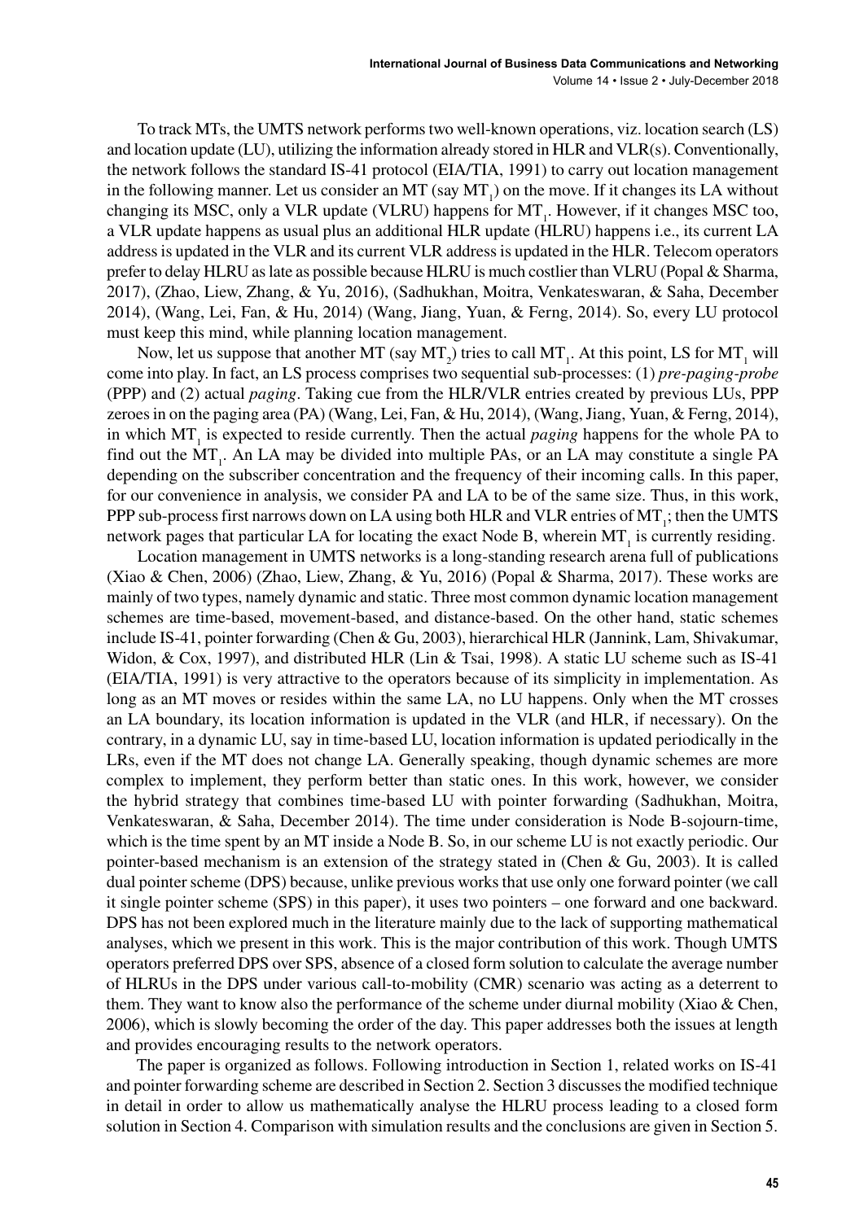To track MTs, the UMTS network performs two well-known operations, viz. location search (LS) and location update (LU), utilizing the information already stored in HLR and VLR(s). Conventionally, the network follows the standard IS-41 protocol (EIA/TIA, 1991) to carry out location management in the following manner. Let us consider an MT (say $MT_1$) on the move. If it changes its LA without changing its MSC, only a VLR update (VLRU) happens for $MT_1$. However, if it changes MSC too, a VLR update happens as usual plus an additional HLR update (HLRU) happens i.e., its current LA address is updated in the VLR and its current VLR address is updated in the HLR. Telecom operators prefer to delay HLRU as late as possible because HLRU is much costlier than VLRU (Popal & Sharma, 2017), (Zhao, Liew, Zhang, & Yu, 2016), (Sadhukhan, Moitra, Venkateswaran, & Saha, December 2014), (Wang, Lei, Fan, & Hu, 2014) (Wang, Jiang, Yuan, & Ferng, 2014). So, every LU protocol must keep this mind, while planning location management.

Now, let us suppose that another MT (say $MT_2$) tries to call $MT_1$. At this point, LS for $MT_1$ will come into play. In fact, an LS process comprises two sequential sub-processes: (1) *pre-paging-probe* (PPP) and (2) actual *paging*. Taking cue from the HLR/VLR entries created by previous LUs, PPP zeroes in on the paging area (PA) (Wang, Lei, Fan, & Hu, 2014), (Wang, Jiang, Yuan, & Ferng, 2014), in which $MT_1$ is expected to reside currently. Then the actual *paging* happens for the whole PA to find out the $MT_1$. An LA may be divided into multiple PAs, or an LA may constitute a single PA depending on the subscriber concentration and the frequency of their incoming calls. In this paper, for our convenience in analysis, we consider PA and LA to be of the same size. Thus, in this work, PPP sub-process first narrows down on LA using both HLR and VLR entries of $MT_1$; then the UMTS network pages that particular LA for locating the exact Node B, wherein $MT_1$ is currently residing.

Location management in UMTS networks is a long-standing research arena full of publications (Xiao & Chen, 2006) (Zhao, Liew, Zhang, & Yu, 2016) (Popal & Sharma, 2017). These works are mainly of two types, namely dynamic and static. Three most common dynamic location management schemes are time-based, movement-based, and distance-based. On the other hand, static schemes include IS-41, pointer forwarding (Chen & Gu, 2003), hierarchical HLR (Jannink, Lam, Shivakumar, Widon, & Cox, 1997), and distributed HLR (Lin & Tsai, 1998). A static LU scheme such as IS-41 (EIA/TIA, 1991) is very attractive to the operators because of its simplicity in implementation. As long as an MT moves or resides within the same LA, no LU happens. Only when the MT crosses an LA boundary, its location information is updated in the VLR (and HLR, if necessary). On the contrary, in a dynamic LU, say in time-based LU, location information is updated periodically in the LRs, even if the MT does not change LA. Generally speaking, though dynamic schemes are more complex to implement, they perform better than static ones. In this work, however, we consider the hybrid strategy that combines time-based LU with pointer forwarding (Sadhukhan, Moitra, Venkateswaran, & Saha, December 2014). The time under consideration is Node B-sojourn-time, which is the time spent by an MT inside a Node B. So, in our scheme LU is not exactly periodic. Our pointer-based mechanism is an extension of the strategy stated in (Chen & Gu, 2003). It is called dual pointer scheme (DPS) because, unlike previous works that use only one forward pointer (we call it single pointer scheme (SPS) in this paper), it uses two pointers – one forward and one backward. DPS has not been explored much in the literature mainly due to the lack of supporting mathematical analyses, which we present in this work. This is the major contribution of this work. Though UMTS operators preferred DPS over SPS, absence of a closed form solution to calculate the average number of HLRUs in the DPS under various call-to-mobility (CMR) scenario was acting as a deterrent to them. They want to know also the performance of the scheme under diurnal mobility (Xiao & Chen, 2006), which is slowly becoming the order of the day. This paper addresses both the issues at length and provides encouraging results to the network operators.

The paper is organized as follows. Following introduction in Section 1, related works on IS-41 and pointer forwarding scheme are described in Section 2. Section 3 discusses the modified technique in detail in order to allow us mathematically analyse the HLRU process leading to a closed form solution in Section 4. Comparison with simulation results and the conclusions are given in Section 5.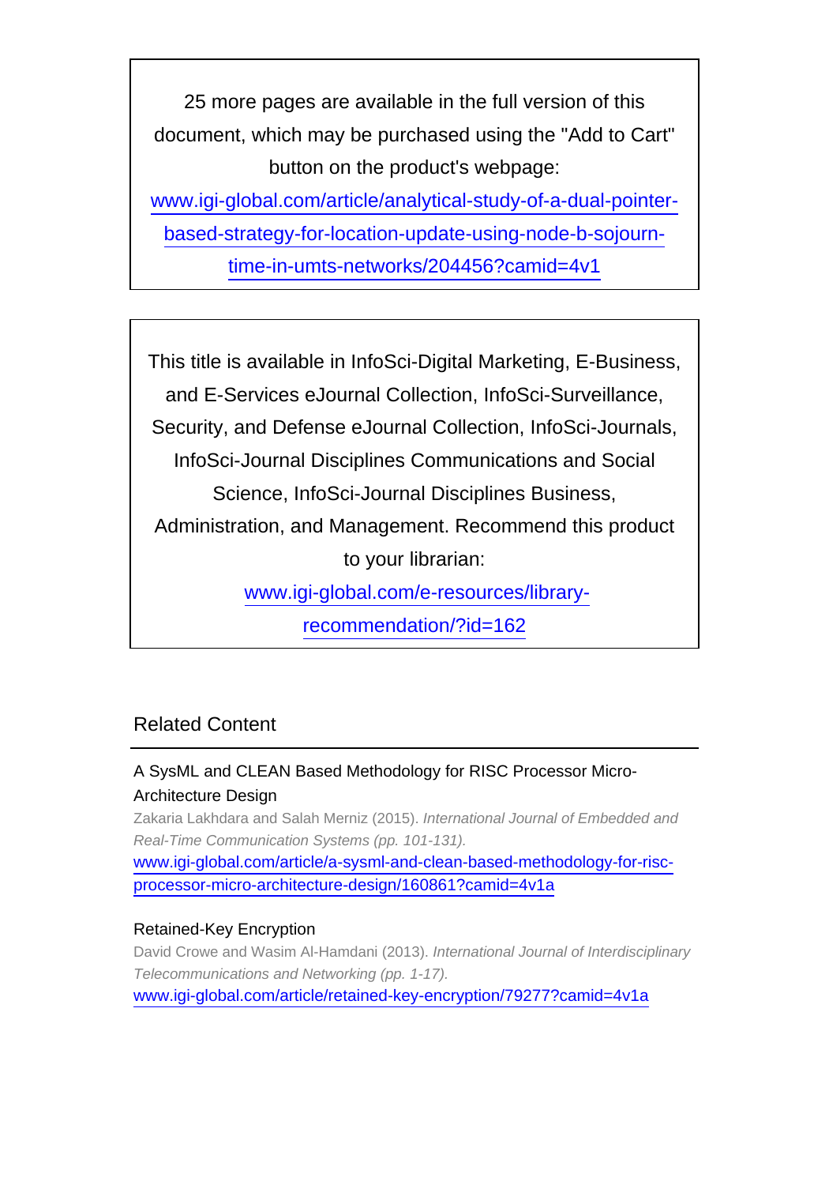25 more pages are available in the full version of this document, which may be purchased using the "Add to Cart" button on the product's webpage:
www.igi-global.com/article/analytical-study-of-a-dual-pointer-based-strategy-for-location-update-using-node-b-sojourn-time-in-umts-networks/204456?camid=4v1

This title is available in InfoSci-Digital Marketing, E-Business, and E-Services eJournal Collection, InfoSci-Surveillance, Security, and Defense eJournal Collection, InfoSci-Journals, InfoSci-Journal Disciplines Communications and Social Science, InfoSci-Journal Disciplines Business, Administration, and Management. Recommend this product to your librarian:
www.igi-global.com/e-resources/library-recommendation/?id=162

## Related Content

A SysML and CLEAN Based Methodology for RISC Processor Micro-Architecture Design

Zakaria Lakhdara and Salah Merniz (2015). *International Journal of Embedded and Real-Time Communication Systems (pp. 101-131).*
www.igi-global.com/article/a-sysml-and-clean-based-methodology-for-risc-processor-micro-architecture-design/160861?camid=4v1a

Retained-Key Encryption

David Crowe and Wasim Al-Hamdani (2013). *International Journal of Interdisciplinary Telecommunications and Networking (pp. 1-17).*
www.igi-global.com/article/retained-key-encryption/79277?camid=4v1a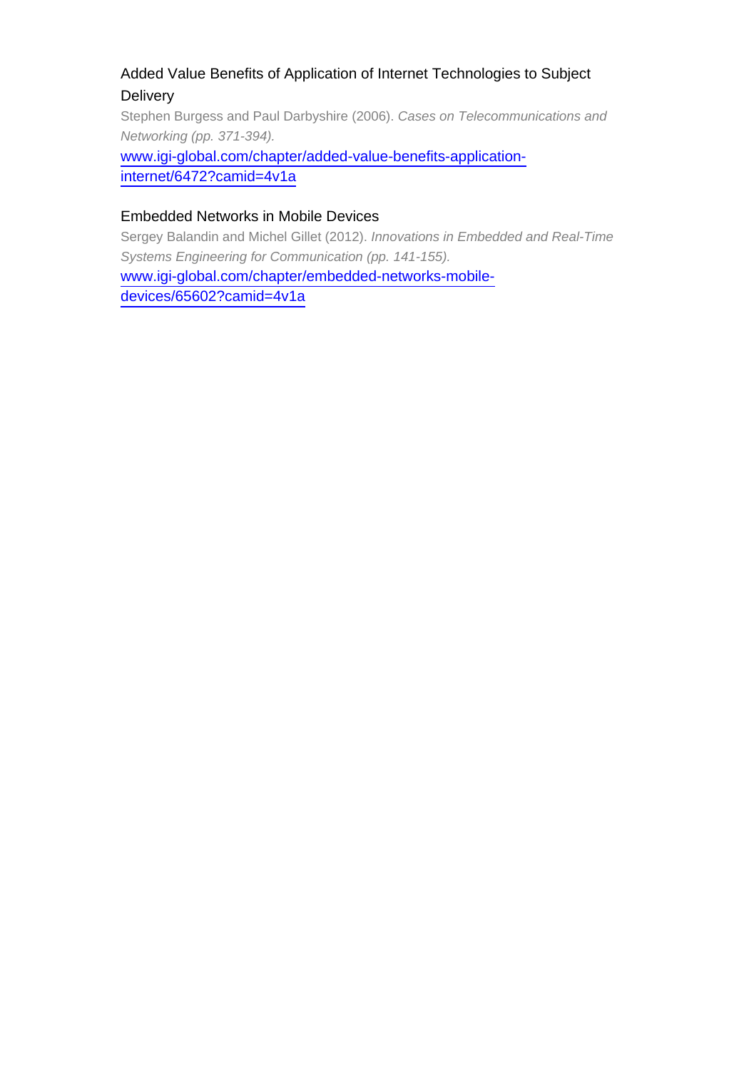Added Value Benefits of Application of Internet Technologies to Subject Delivery

Stephen Burgess and Paul Darbyshire (2006). *Cases on Telecommunications and Networking (pp. 371-394).*

www.igi-global.com/chapter/added-value-benefits-application-internet/6472?camid=4v1a

Embedded Networks in Mobile Devices

Sergey Balandin and Michel Gillet (2012). *Innovations in Embedded and Real-Time Systems Engineering for Communication (pp. 141-155).*

www.igi-global.com/chapter/embedded-networks-mobile-devices/65602?camid=4v1a